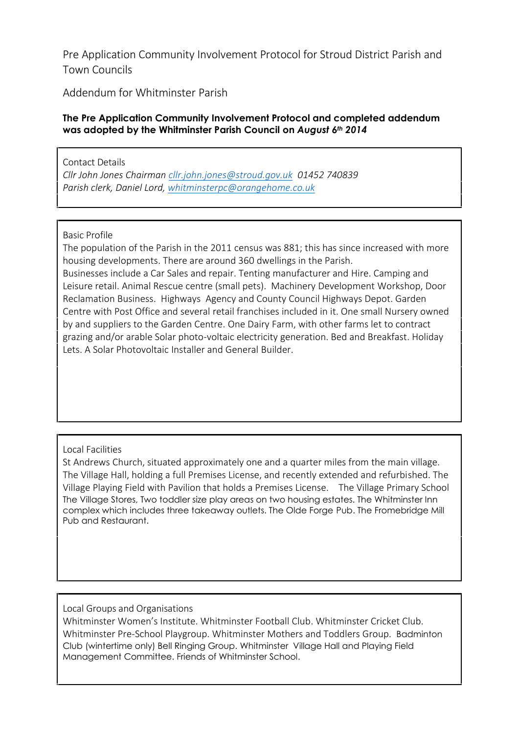# Pre Application Community Involvement Protocol for Stroud District Parish and Town Councils

## Addendum for Whitminster Parish

**The Pre Application Community Involvement Protocol and completed addendum was adopted by the Whitminster Parish Council on *August 6th 2014***

### Contact Details

*Cllr John Jones Chairman cllr.john.jones@stroud.gov.uk 01452 740839*
*Parish clerk, Daniel Lord, whitminsterpc@orangehome.co.uk*

### Basic Profile

The population of the Parish in the 2011 census was 881; this has since increased with more housing developments. There are around 360 dwellings in the Parish.
Businesses include a Car Sales and repair. Tenting manufacturer and Hire. Camping and Leisure retail. Animal Rescue centre (small pets). Machinery Development Workshop, Door Reclamation Business. Highways Agency and County Council Highways Depot. Garden Centre with Post Office and several retail franchises included in it. One small Nursery owned by and suppliers to the Garden Centre. One Dairy Farm, with other farms let to contract grazing and/or arable Solar photo-voltaic electricity generation. Bed and Breakfast. Holiday Lets. A Solar Photovoltaic Installer and General Builder.

### Local Facilities

St Andrews Church, situated approximately one and a quarter miles from the main village. The Village Hall, holding a full Premises License, and recently extended and refurbished. The Village Playing Field with Pavilion that holds a Premises License. The Village Primary School The Village Stores, Two toddler size play areas on two housing estates. The Whitminster Inn complex which includes three takeaway outlets. The Olde Forge Pub. The Fromebridge Mill Pub and Restaurant.

### Local Groups and Organisations

Whitminster Women's Institute. Whitminster Football Club. Whitminster Cricket Club. Whitminster Pre-School Playgroup. Whitminster Mothers and Toddlers Group. Badminton Club (wintertime only) Bell Ringing Group. Whitminster Village Hall and Playing Field Management Committee. Friends of Whitminster School.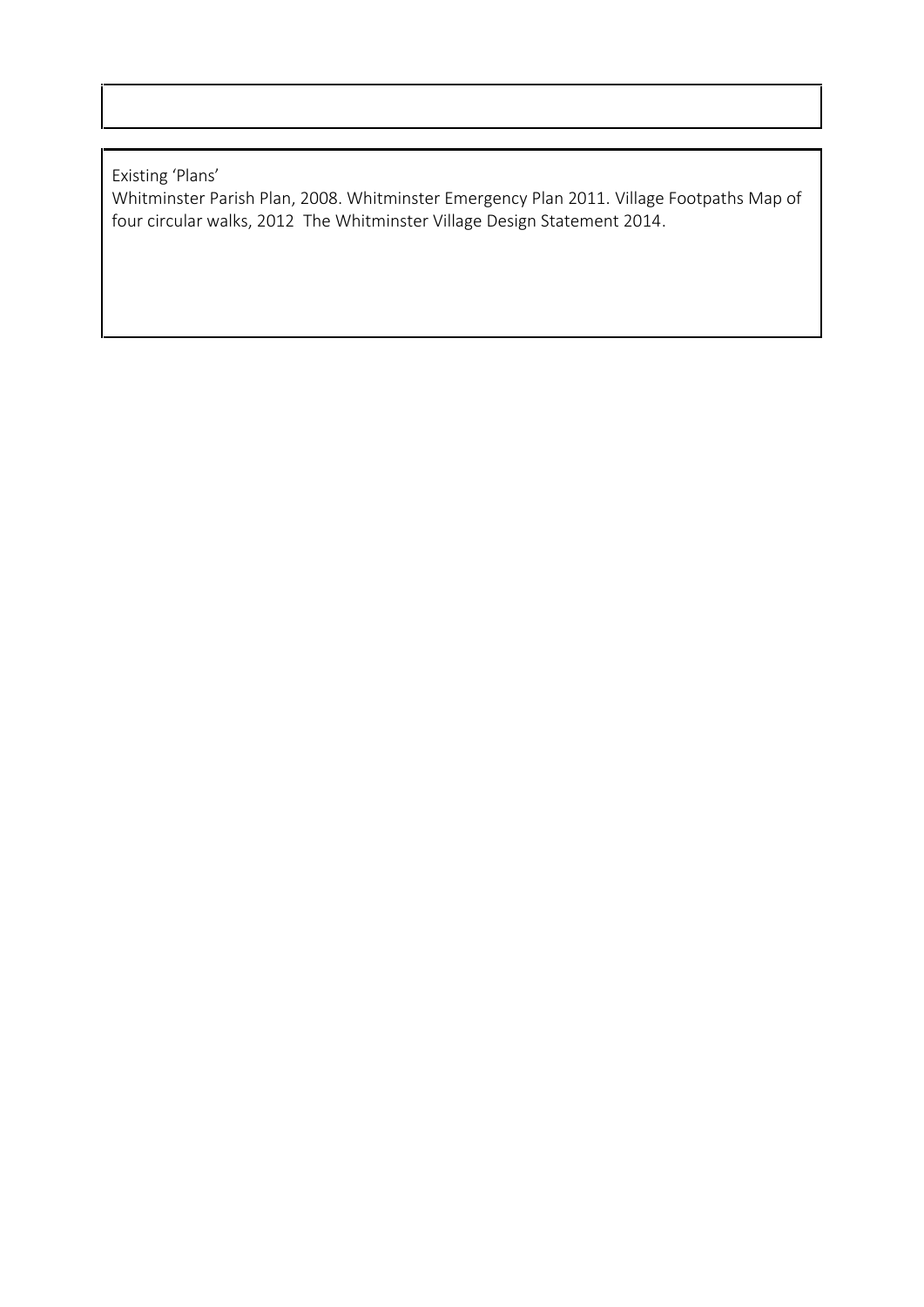Existing 'Plans'

Whitminster Parish Plan, 2008. Whitminster Emergency Plan 2011. Village Footpaths Map of four circular walks, 2012 The Whitminster Village Design Statement 2014.